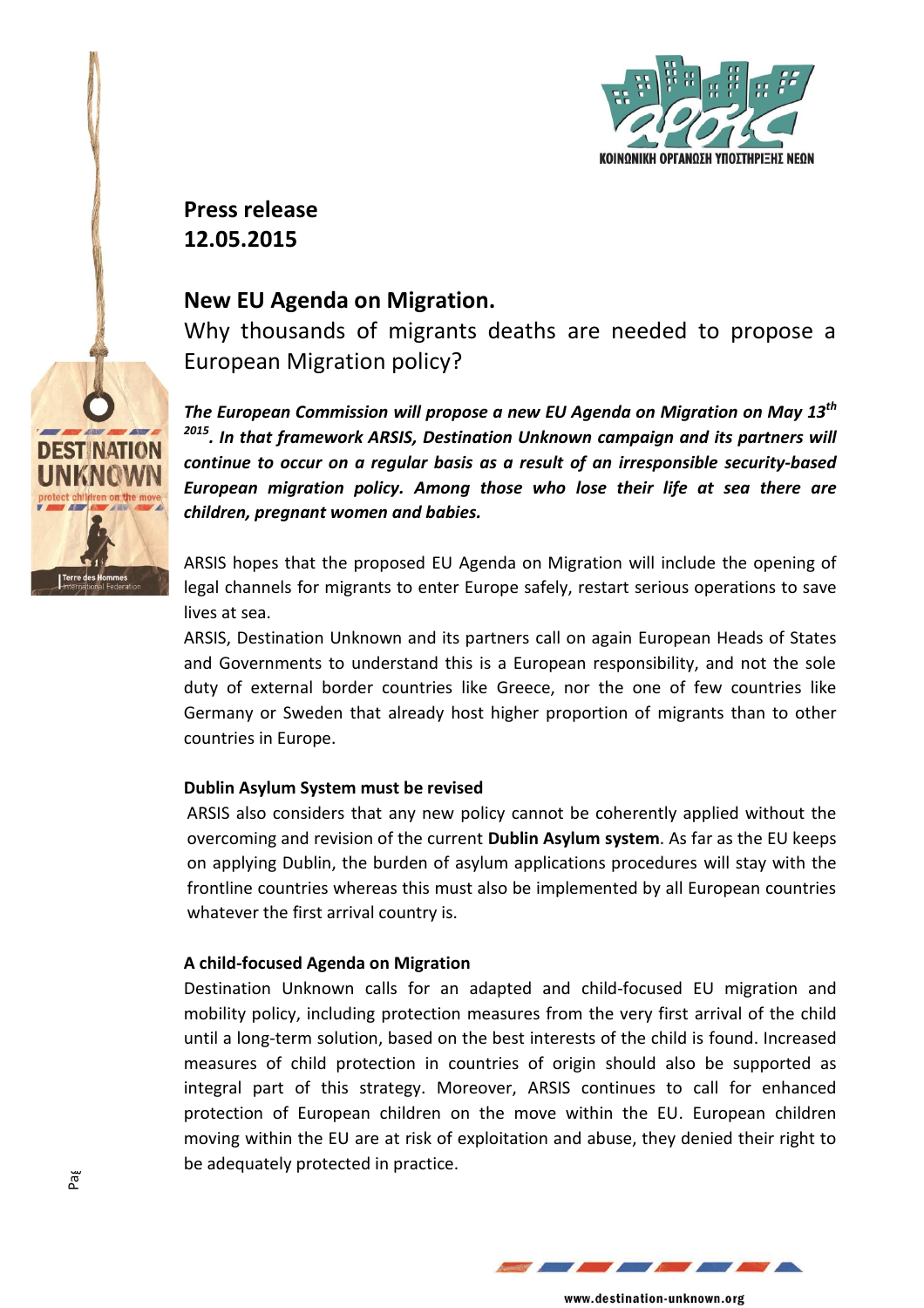**Press release**
**12.05.2015**

## New EU Agenda on Migration.

Why thousands of migrants deaths are needed to propose a European Migration policy?

***The European Commission will propose a new EU Agenda on Migration on May 13th 2015. In that framework ARSIS, Destination Unknown campaign and its partners will continue to occur on a regular basis as a result of an irresponsible security-based European migration policy. Among those who lose their life at sea there are children, pregnant women and babies.***

ARSIS hopes that the proposed EU Agenda on Migration will include the opening of legal channels for migrants to enter Europe safely, restart serious operations to save lives at sea.

ARSIS, Destination Unknown and its partners call on again European Heads of States and Governments to understand this is a European responsibility, and not the sole duty of external border countries like Greece, nor the one of few countries like Germany or Sweden that already host higher proportion of migrants than to other countries in Europe.

#### Dublin Asylum System must be revised

ARSIS also considers that any new policy cannot be coherently applied without the overcoming and revision of the current **Dublin Asylum system**. As far as the EU keeps on applying Dublin, the burden of asylum applications procedures will stay with the frontline countries whereas this must also be implemented by all European countries whatever the first arrival country is.

#### A child-focused Agenda on Migration

Destination Unknown calls for an adapted and child-focused EU migration and mobility policy, including protection measures from the very first arrival of the child until a long-term solution, based on the best interests of the child is found. Increased measures of child protection in countries of origin should also be supported as integral part of this strategy. Moreover, ARSIS continues to call for enhanced protection of European children on the move within the EU. European children moving within the EU are at risk of exploitation and abuse, they denied their right to be adequately protected in practice.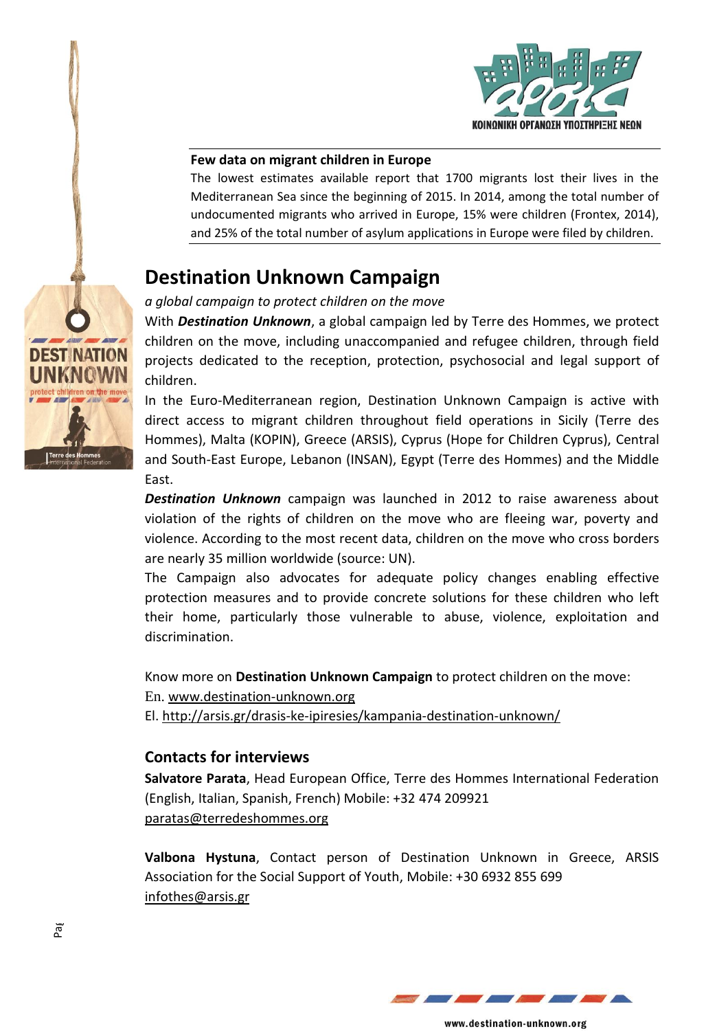**Few data on migrant children in Europe**

The lowest estimates available report that 1700 migrants lost their lives in the Mediterranean Sea since the beginning of 2015. In 2014, among the total number of undocumented migrants who arrived in Europe, 15% were children (Frontex, 2014), and 25% of the total number of asylum applications in Europe were filed by children.

## Destination Unknown Campaign

*a global campaign to protect children on the move*

With ***Destination Unknown***, a global campaign led by Terre des Hommes, we protect children on the move, including unaccompanied and refugee children, through field projects dedicated to the reception, protection, psychosocial and legal support of children.

In the Euro-Mediterranean region, Destination Unknown Campaign is active with direct access to migrant children throughout field operations in Sicily (Terre des Hommes), Malta (KOPIN), Greece (ARSIS), Cyprus (Hope for Children Cyprus), Central and South-East Europe, Lebanon (INSAN), Egypt (Terre des Hommes) and the Middle East.

***Destination Unknown*** campaign was launched in 2012 to raise awareness about violation of the rights of children on the move who are fleeing war, poverty and violence. According to the most recent data, children on the move who cross borders are nearly 35 million worldwide (source: UN).

The Campaign also advocates for adequate policy changes enabling effective protection measures and to provide concrete solutions for these children who left their home, particularly those vulnerable to abuse, violence, exploitation and discrimination.

Know more on **Destination Unknown Campaign** to protect children on the move:
En. www.destination-unknown.org
El. http://arsis.gr/drasis-ke-ipiresies/kampania-destination-unknown/

### Contacts for interviews

**Salvatore Parata**, Head European Office, Terre des Hommes International Federation (English, Italian, Spanish, French) Mobile: +32 474 209921
paratas@terredeshommes.org

**Valbona Hystuna**, Contact person of Destination Unknown in Greece, ARSIS Association for the Social Support of Youth, Mobile: +30 6932 855 699
infothes@arsis.gr